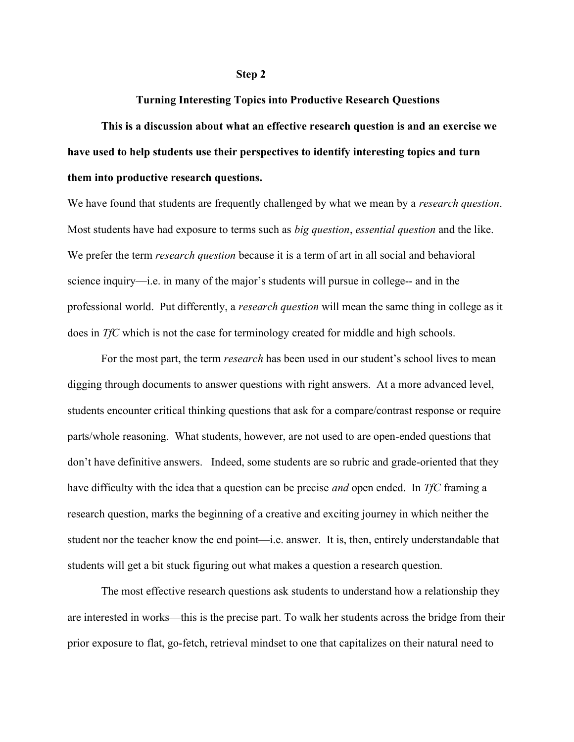## Step 2

### Turning Interesting Topics into Productive Research Questions

**This is a discussion about what an effective research question is and an exercise we have used to help students use their perspectives to identify interesting topics and turn them into productive research questions.**

We have found that students are frequently challenged by what we mean by a *research question*. Most students have had exposure to terms such as *big question*, *essential question* and the like. We prefer the term *research question* because it is a term of art in all social and behavioral science inquiry—i.e. in many of the major's students will pursue in college-- and in the professional world. Put differently, a *research question* will mean the same thing in college as it does in *TfC* which is not the case for terminology created for middle and high schools.

For the most part, the term *research* has been used in our student's school lives to mean digging through documents to answer questions with right answers. At a more advanced level, students encounter critical thinking questions that ask for a compare/contrast response or require parts/whole reasoning. What students, however, are not used to are open-ended questions that don't have definitive answers. Indeed, some students are so rubric and grade-oriented that they have difficulty with the idea that a question can be precise *and* open ended. In *TfC* framing a research question, marks the beginning of a creative and exciting journey in which neither the student nor the teacher know the end point—i.e. answer. It is, then, entirely understandable that students will get a bit stuck figuring out what makes a question a research question.

The most effective research questions ask students to understand how a relationship they are interested in works—this is the precise part. To walk her students across the bridge from their prior exposure to flat, go-fetch, retrieval mindset to one that capitalizes on their natural need to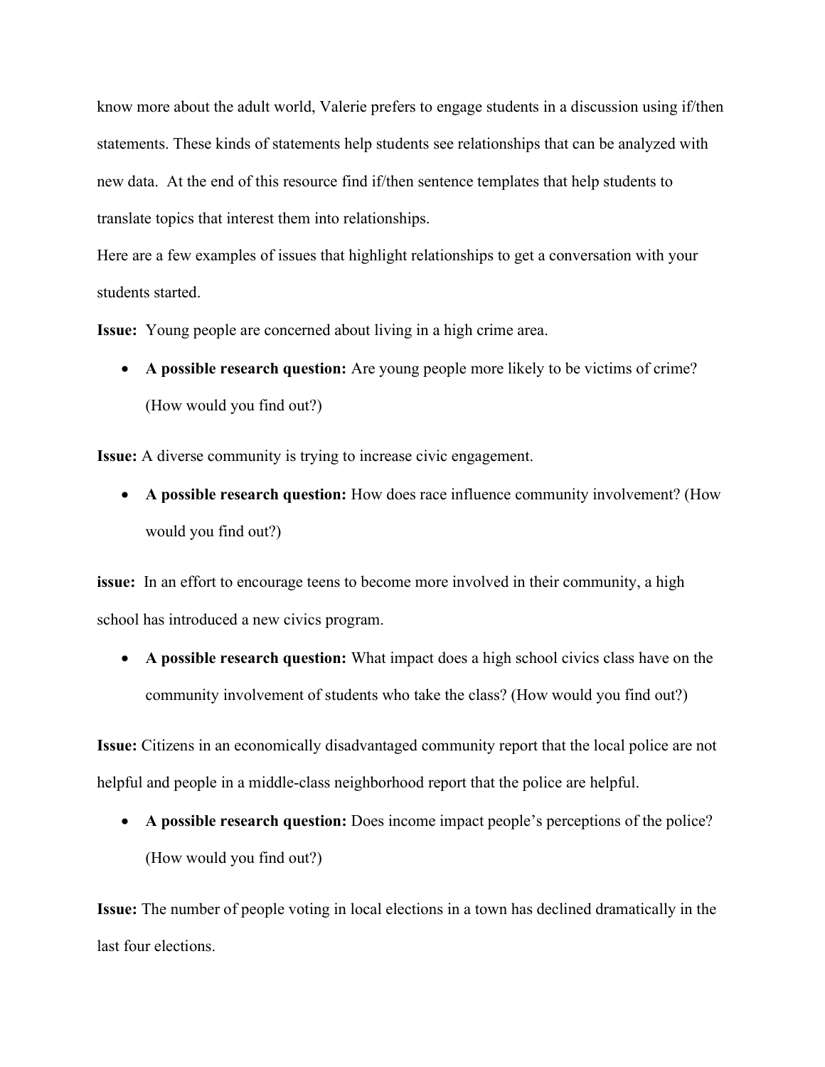know more about the adult world, Valerie prefers to engage students in a discussion using if/then statements. These kinds of statements help students see relationships that can be analyzed with new data. At the end of this resource find if/then sentence templates that help students to translate topics that interest them into relationships.

Here are a few examples of issues that highlight relationships to get a conversation with your students started.

**Issue:** Young people are concerned about living in a high crime area.

- **A possible research question:** Are young people more likely to be victims of crime? (How would you find out?)

**Issue:** A diverse community is trying to increase civic engagement.

- **A possible research question:** How does race influence community involvement? (How would you find out?)

**issue:** In an effort to encourage teens to become more involved in their community, a high school has introduced a new civics program.

- **A possible research question:** What impact does a high school civics class have on the community involvement of students who take the class? (How would you find out?)

**Issue:** Citizens in an economically disadvantaged community report that the local police are not helpful and people in a middle-class neighborhood report that the police are helpful.

- **A possible research question:** Does income impact people's perceptions of the police? (How would you find out?)

**Issue:** The number of people voting in local elections in a town has declined dramatically in the last four elections.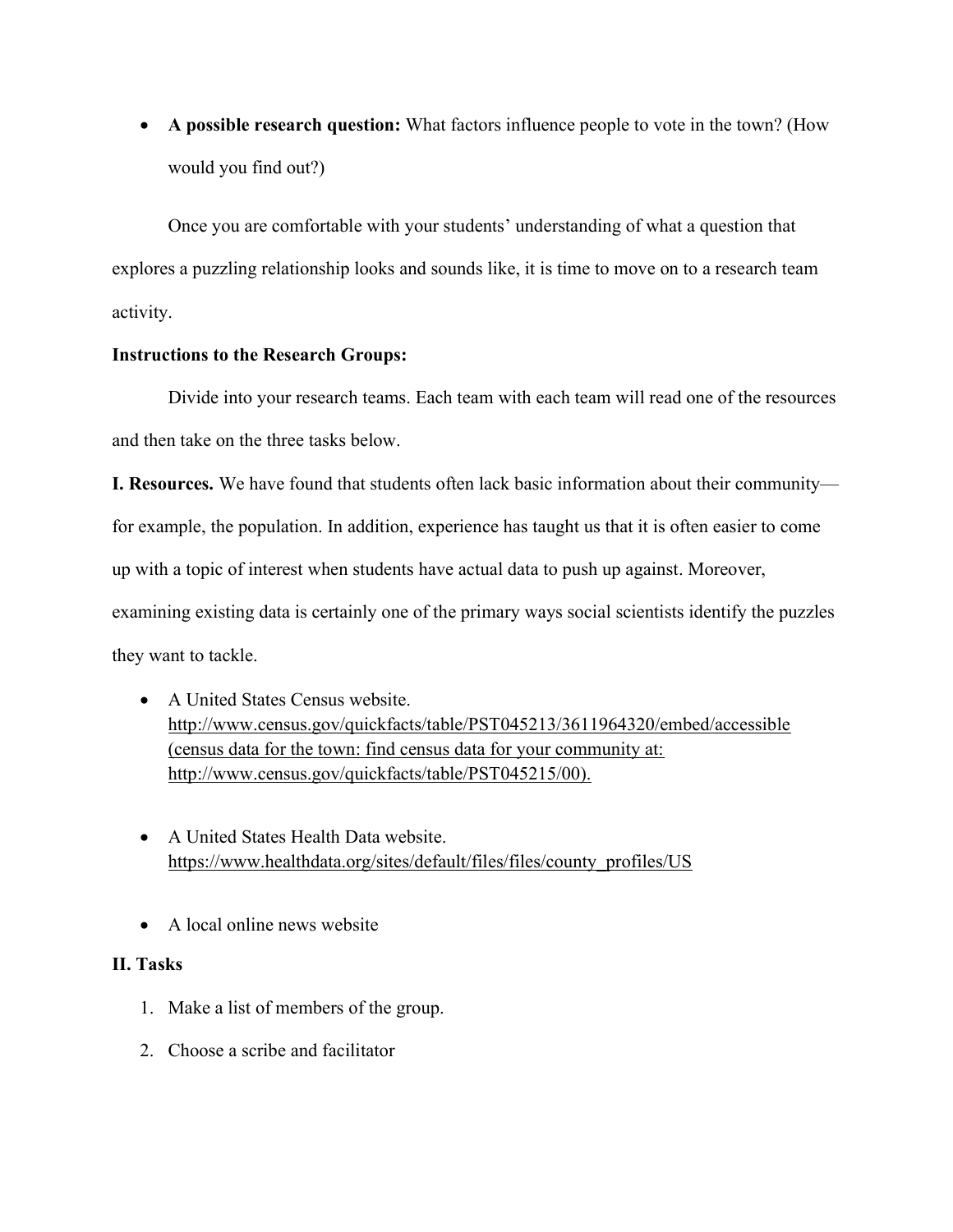- **A possible research question:** What factors influence people to vote in the town? (How would you find out?)

Once you are comfortable with your students' understanding of what a question that explores a puzzling relationship looks and sounds like, it is time to move on to a research team activity.

**Instructions to the Research Groups:**

Divide into your research teams. Each team with each team will read one of the resources and then take on the three tasks below.

**I. Resources.** We have found that students often lack basic information about their community—for example, the population. In addition, experience has taught us that it is often easier to come up with a topic of interest when students have actual data to push up against. Moreover, examining existing data is certainly one of the primary ways social scientists identify the puzzles they want to tackle.

- A United States Census website. http://www.census.gov/quickfacts/table/PST045213/3611964320/embed/accessible (census data for the town: find census data for your community at: http://www.census.gov/quickfacts/table/PST045215/00).

- A United States Health Data website. https://www.healthdata.org/sites/default/files/files/county_profiles/US

- A local online news website

**II. Tasks**

1. Make a list of members of the group.
2. Choose a scribe and facilitator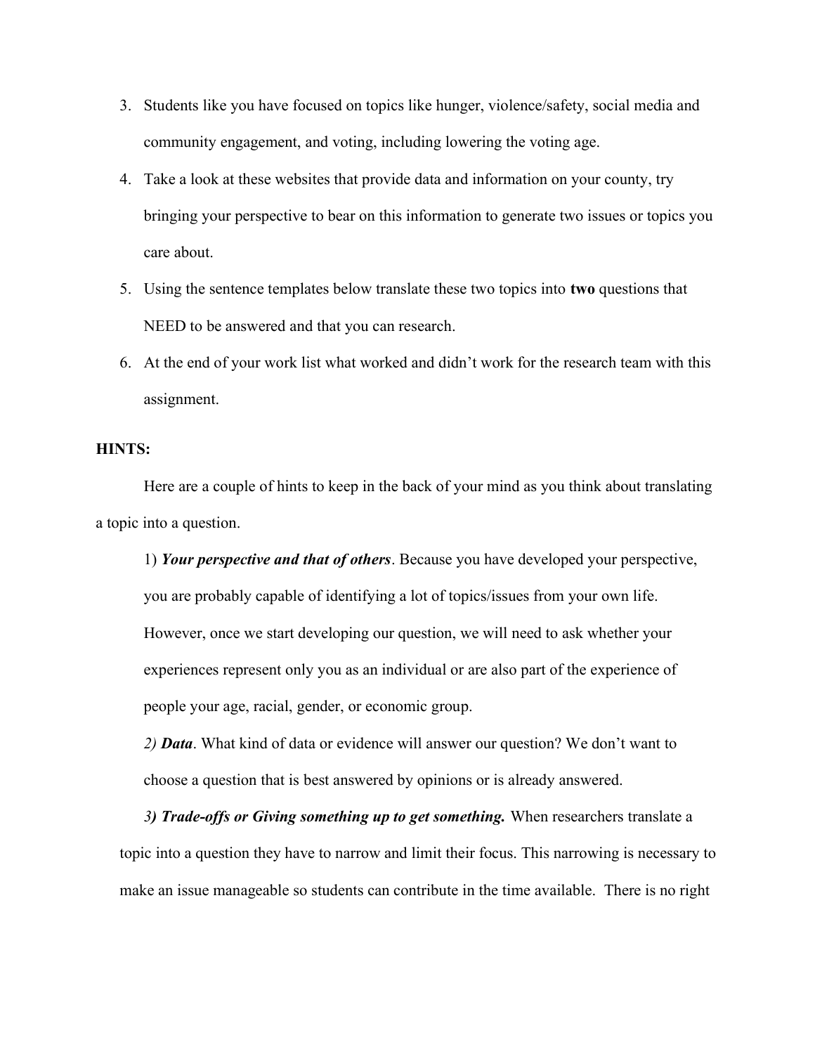3. Students like you have focused on topics like hunger, violence/safety, social media and community engagement, and voting, including lowering the voting age.
4. Take a look at these websites that provide data and information on your county, try bringing your perspective to bear on this information to generate two issues or topics you care about.
5. Using the sentence templates below translate these two topics into **two** questions that NEED to be answered and that you can research.
6. At the end of your work list what worked and didn't work for the research team with this assignment.

**HINTS:**

Here are a couple of hints to keep in the back of your mind as you think about translating a topic into a question.

1) ***Your perspective and that of others***. Because you have developed your perspective, you are probably capable of identifying a lot of topics/issues from your own life. However, once we start developing our question, we will need to ask whether your experiences represent only you as an individual or are also part of the experience of people your age, racial, gender, or economic group.

*2)* ***Data***. What kind of data or evidence will answer our question? We don't want to choose a question that is best answered by opinions or is already answered.

*3)* ***Trade-offs or Giving something up to get something.*** When researchers translate a topic into a question they have to narrow and limit their focus. This narrowing is necessary to make an issue manageable so students can contribute in the time available. There is no right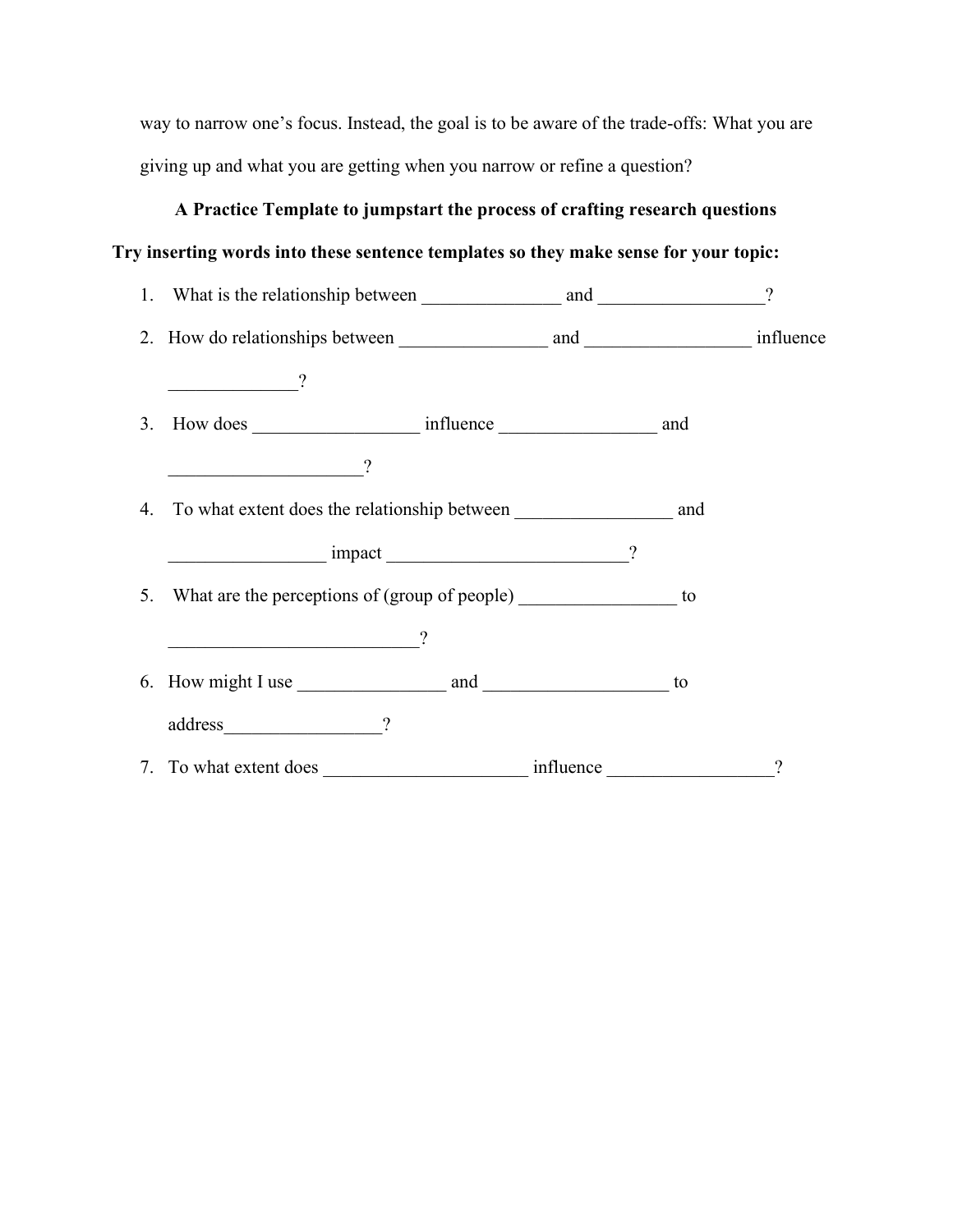way to narrow one's focus. Instead, the goal is to be aware of the trade-offs: What you are giving up and what you are getting when you narrow or refine a question?

**A Practice Template to jumpstart the process of crafting research questions**

**Try inserting words into these sentence templates so they make sense for your topic:**

1. What is the relationship between _______________ and _________________?
2. How do relationships between ________________ and _________________ influence ______________?
3. How does __________________ influence _________________ and _____________________?
4. To what extent does the relationship between _________________ and _________________ impact _________________________?
5. What are the perceptions of (group of people) _________________ to ___________________________?
6. How might I use ________________ and ___________________ to address_________________?
7. To what extent does ______________________ influence _________________?